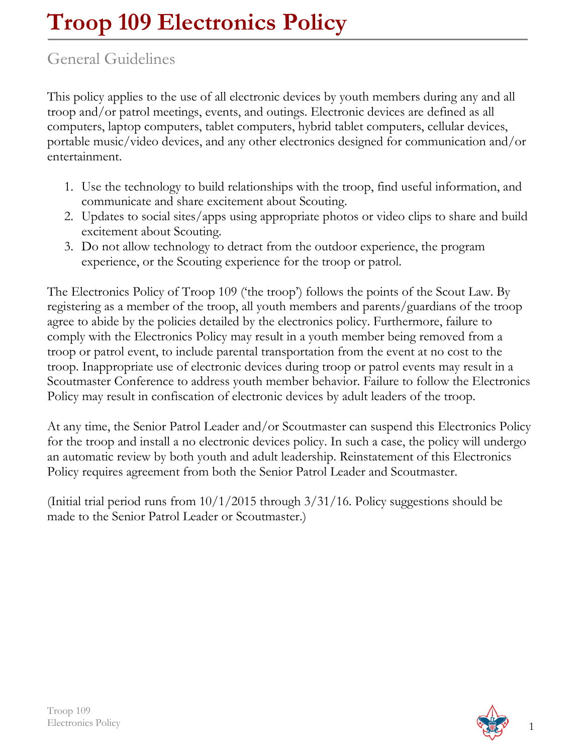# Troop 109 Electronics Policy

## General Guidelines

This policy applies to the use of all electronic devices by youth members during any and all troop and/or patrol meetings, events, and outings. Electronic devices are defined as all computers, laptop computers, tablet computers, hybrid tablet computers, cellular devices, portable music/video devices, and any other electronics designed for communication and/or entertainment.

1. Use the technology to build relationships with the troop, find useful information, and communicate and share excitement about Scouting.
2. Updates to social sites/apps using appropriate photos or video clips to share and build excitement about Scouting.
3. Do not allow technology to detract from the outdoor experience, the program experience, or the Scouting experience for the troop or patrol.

The Electronics Policy of Troop 109 ('the troop') follows the points of the Scout Law. By registering as a member of the troop, all youth members and parents/guardians of the troop agree to abide by the policies detailed by the electronics policy. Furthermore, failure to comply with the Electronics Policy may result in a youth member being removed from a troop or patrol event, to include parental transportation from the event at no cost to the troop. Inappropriate use of electronic devices during troop or patrol events may result in a Scoutmaster Conference to address youth member behavior. Failure to follow the Electronics Policy may result in confiscation of electronic devices by adult leaders of the troop.

At any time, the Senior Patrol Leader and/or Scoutmaster can suspend this Electronics Policy for the troop and install a no electronic devices policy. In such a case, the policy will undergo an automatic review by both youth and adult leadership. Reinstatement of this Electronics Policy requires agreement from both the Senior Patrol Leader and Scoutmaster.

(Initial trial period runs from 10/1/2015 through 3/31/16. Policy suggestions should be made to the Senior Patrol Leader or Scoutmaster.)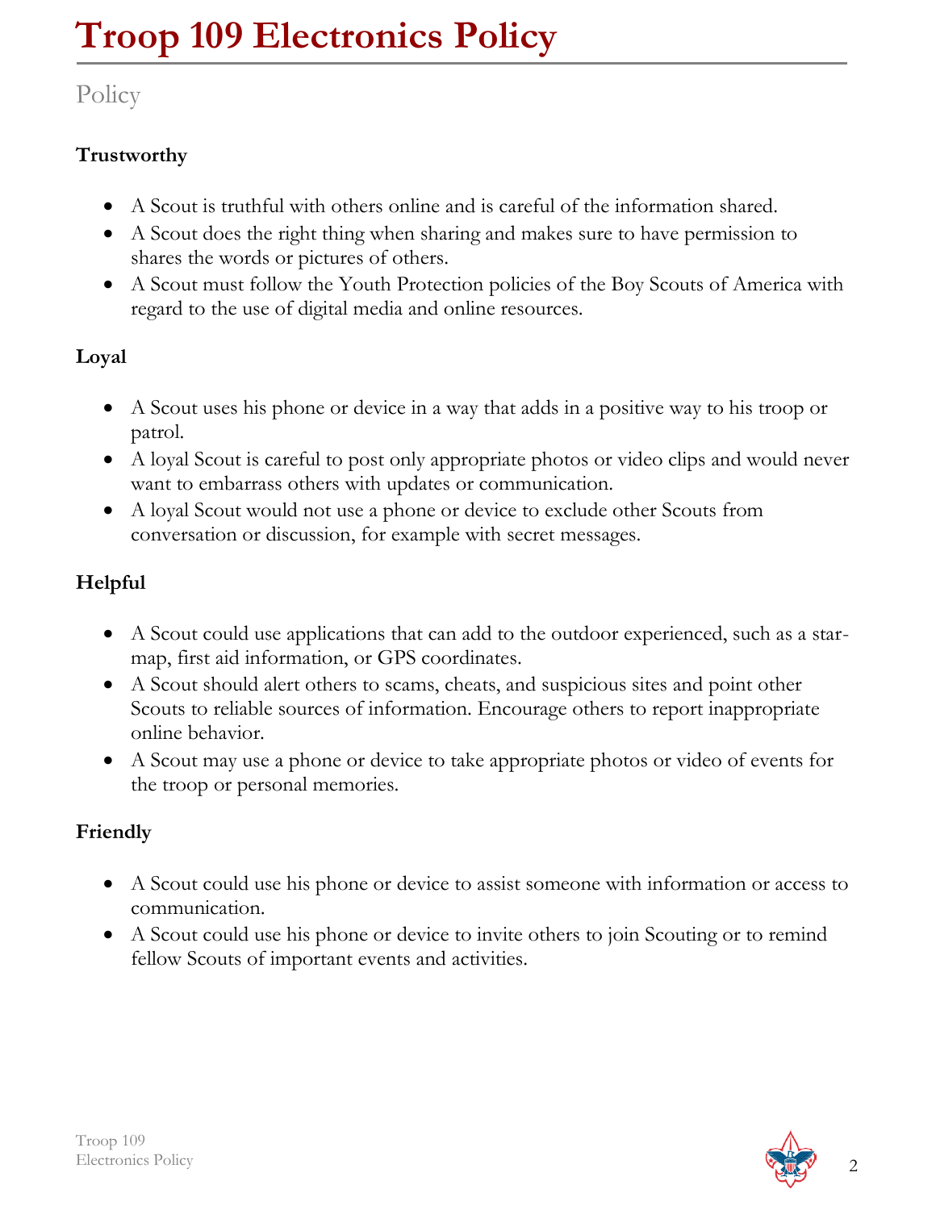# Troop 109 Electronics Policy

## Policy

**Trustworthy**

- A Scout is truthful with others online and is careful of the information shared.
- A Scout does the right thing when sharing and makes sure to have permission to shares the words or pictures of others.
- A Scout must follow the Youth Protection policies of the Boy Scouts of America with regard to the use of digital media and online resources.

**Loyal**

- A Scout uses his phone or device in a way that adds in a positive way to his troop or patrol.
- A loyal Scout is careful to post only appropriate photos or video clips and would never want to embarrass others with updates or communication.
- A loyal Scout would not use a phone or device to exclude other Scouts from conversation or discussion, for example with secret messages.

**Helpful**

- A Scout could use applications that can add to the outdoor experienced, such as a star-map, first aid information, or GPS coordinates.
- A Scout should alert others to scams, cheats, and suspicious sites and point other Scouts to reliable sources of information. Encourage others to report inappropriate online behavior.
- A Scout may use a phone or device to take appropriate photos or video of events for the troop or personal memories.

**Friendly**

- A Scout could use his phone or device to assist someone with information or access to communication.
- A Scout could use his phone or device to invite others to join Scouting or to remind fellow Scouts of important events and activities.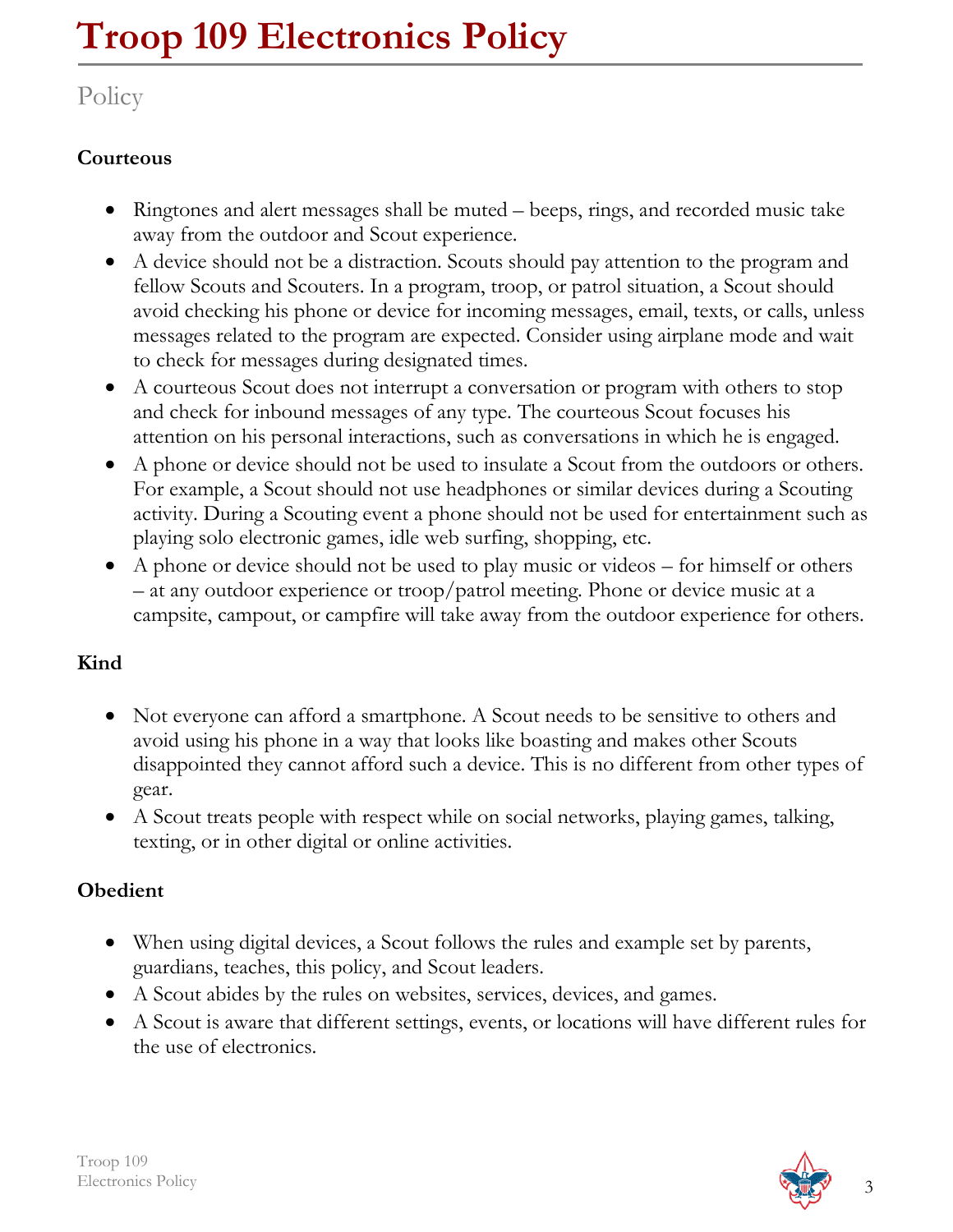# Troop 109 Electronics Policy

## Policy

**Courteous**

- Ringtones and alert messages shall be muted – beeps, rings, and recorded music take away from the outdoor and Scout experience.
- A device should not be a distraction. Scouts should pay attention to the program and fellow Scouts and Scouters. In a program, troop, or patrol situation, a Scout should avoid checking his phone or device for incoming messages, email, texts, or calls, unless messages related to the program are expected. Consider using airplane mode and wait to check for messages during designated times.
- A courteous Scout does not interrupt a conversation or program with others to stop and check for inbound messages of any type. The courteous Scout focuses his attention on his personal interactions, such as conversations in which he is engaged.
- A phone or device should not be used to insulate a Scout from the outdoors or others. For example, a Scout should not use headphones or similar devices during a Scouting activity. During a Scouting event a phone should not be used for entertainment such as playing solo electronic games, idle web surfing, shopping, etc.
- A phone or device should not be used to play music or videos – for himself or others – at any outdoor experience or troop/patrol meeting. Phone or device music at a campsite, campout, or campfire will take away from the outdoor experience for others.

**Kind**

- Not everyone can afford a smartphone. A Scout needs to be sensitive to others and avoid using his phone in a way that looks like boasting and makes other Scouts disappointed they cannot afford such a device. This is no different from other types of gear.
- A Scout treats people with respect while on social networks, playing games, talking, texting, or in other digital or online activities.

**Obedient**

- When using digital devices, a Scout follows the rules and example set by parents, guardians, teaches, this policy, and Scout leaders.
- A Scout abides by the rules on websites, services, devices, and games.
- A Scout is aware that different settings, events, or locations will have different rules for the use of electronics.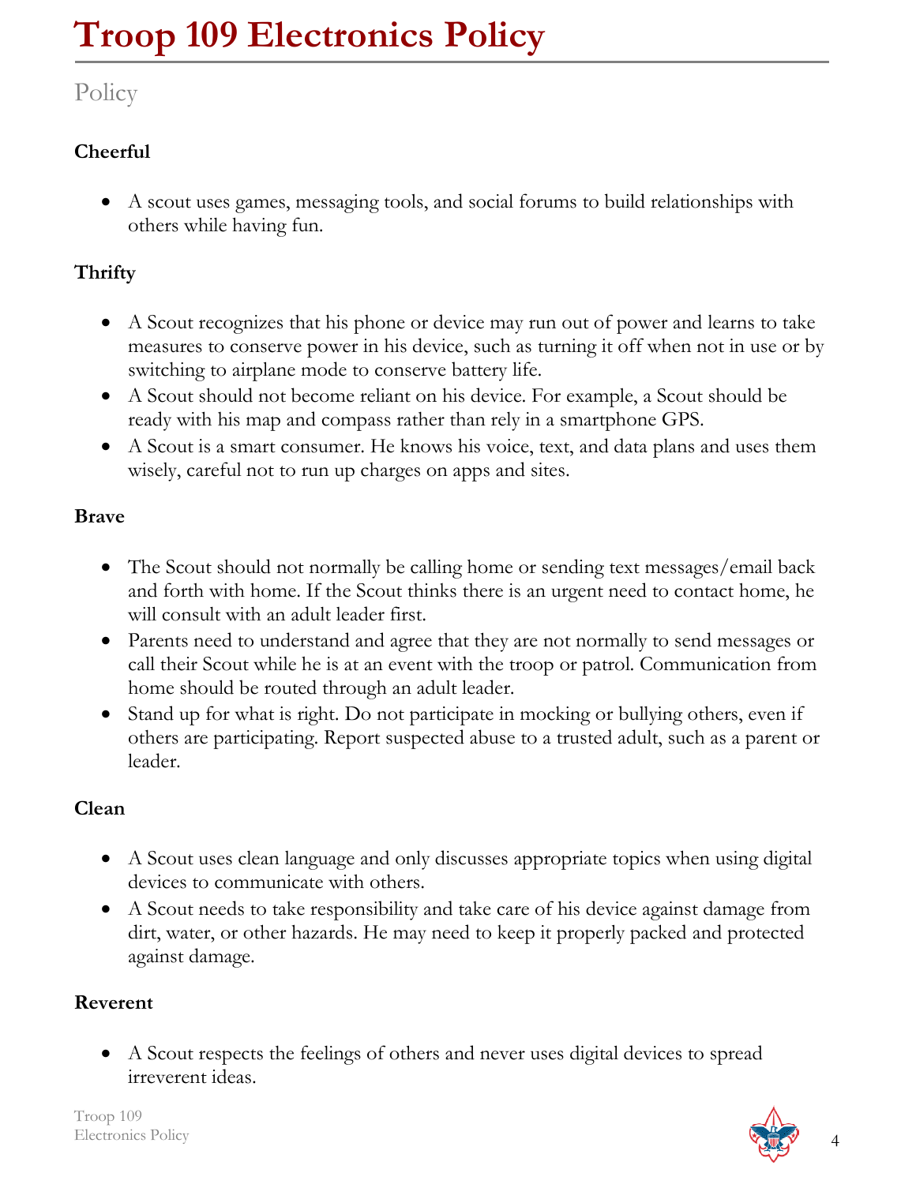# Troop 109 Electronics Policy

## Policy

### Cheerful

- A scout uses games, messaging tools, and social forums to build relationships with others while having fun.

### Thrifty

- A Scout recognizes that his phone or device may run out of power and learns to take measures to conserve power in his device, such as turning it off when not in use or by switching to airplane mode to conserve battery life.
- A Scout should not become reliant on his device. For example, a Scout should be ready with his map and compass rather than rely in a smartphone GPS.
- A Scout is a smart consumer. He knows his voice, text, and data plans and uses them wisely, careful not to run up charges on apps and sites.

### Brave

- The Scout should not normally be calling home or sending text messages/email back and forth with home. If the Scout thinks there is an urgent need to contact home, he will consult with an adult leader first.
- Parents need to understand and agree that they are not normally to send messages or call their Scout while he is at an event with the troop or patrol. Communication from home should be routed through an adult leader.
- Stand up for what is right. Do not participate in mocking or bullying others, even if others are participating. Report suspected abuse to a trusted adult, such as a parent or leader.

### Clean

- A Scout uses clean language and only discusses appropriate topics when using digital devices to communicate with others.
- A Scout needs to take responsibility and take care of his device against damage from dirt, water, or other hazards. He may need to keep it properly packed and protected against damage.

### Reverent

- A Scout respects the feelings of others and never uses digital devices to spread irreverent ideas.